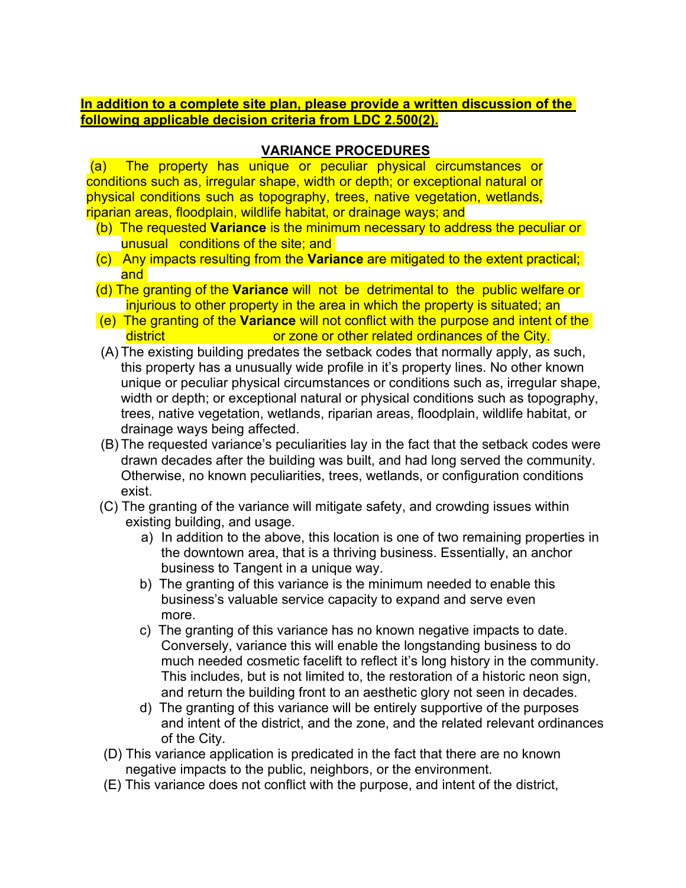**In addition to a complete site plan, please provide a written discussion of the following applicable decision criteria from LDC 2.500(2).**

## VARIANCE PROCEDURES

(a) The property has unique or peculiar physical circumstances or conditions such as, irregular shape, width or depth; or exceptional natural or physical conditions such as topography, trees, native vegetation, wetlands, riparian areas, floodplain, wildlife habitat, or drainage ways; and

(b) The requested **Variance** is the minimum necessary to address the peculiar or unusual conditions of the site; and

(c) Any impacts resulting from the **Variance** are mitigated to the extent practical; and

(d) The granting of the **Variance** will not be detrimental to the public welfare or injurious to other property in the area in which the property is situated; an

(e) The granting of the **Variance** will not conflict with the purpose and intent of the district or zone or other related ordinances of the City.

(A) The existing building predates the setback codes that normally apply, as such, this property has a unusually wide profile in it's property lines. No other known unique or peculiar physical circumstances or conditions such as, irregular shape, width or depth; or exceptional natural or physical conditions such as topography, trees, native vegetation, wetlands, riparian areas, floodplain, wildlife habitat, or drainage ways being affected.

(B) The requested variance's peculiarities lay in the fact that the setback codes were drawn decades after the building was built, and had long served the community. Otherwise, no known peculiarities, trees, wetlands, or configuration conditions exist.

(C) The granting of the variance will mitigate safety, and crowding issues within existing building, and usage.

a) In addition to the above, this location is one of two remaining properties in the downtown area, that is a thriving business. Essentially, an anchor business to Tangent in a unique way.

b) The granting of this variance is the minimum needed to enable this business's valuable service capacity to expand and serve even more.

c) The granting of this variance has no known negative impacts to date. Conversely, variance this will enable the longstanding business to do much needed cosmetic facelift to reflect it's long history in the community. This includes, but is not limited to, the restoration of a historic neon sign, and return the building front to an aesthetic glory not seen in decades.

d) The granting of this variance will be entirely supportive of the purposes and intent of the district, and the zone, and the related relevant ordinances of the City.

(D) This variance application is predicated in the fact that there are no known negative impacts to the public, neighbors, or the environment.

(E) This variance does not conflict with the purpose, and intent of the district,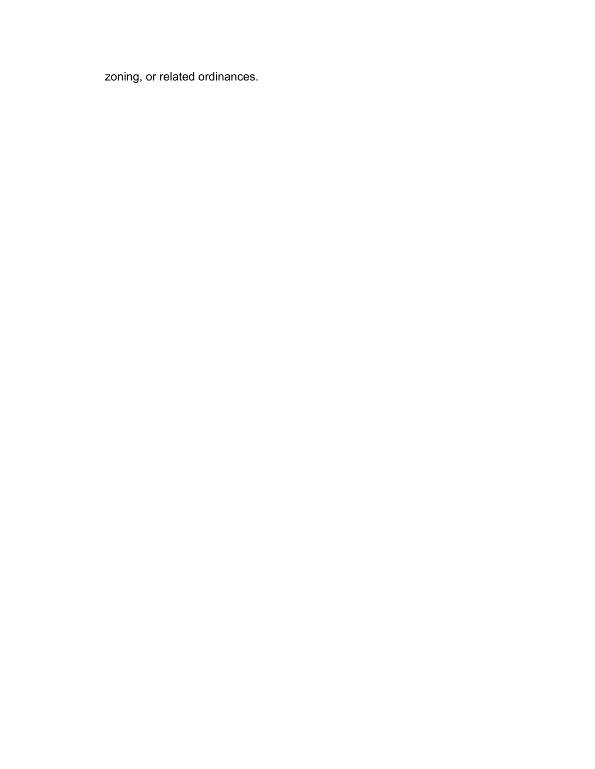zoning, or related ordinances.